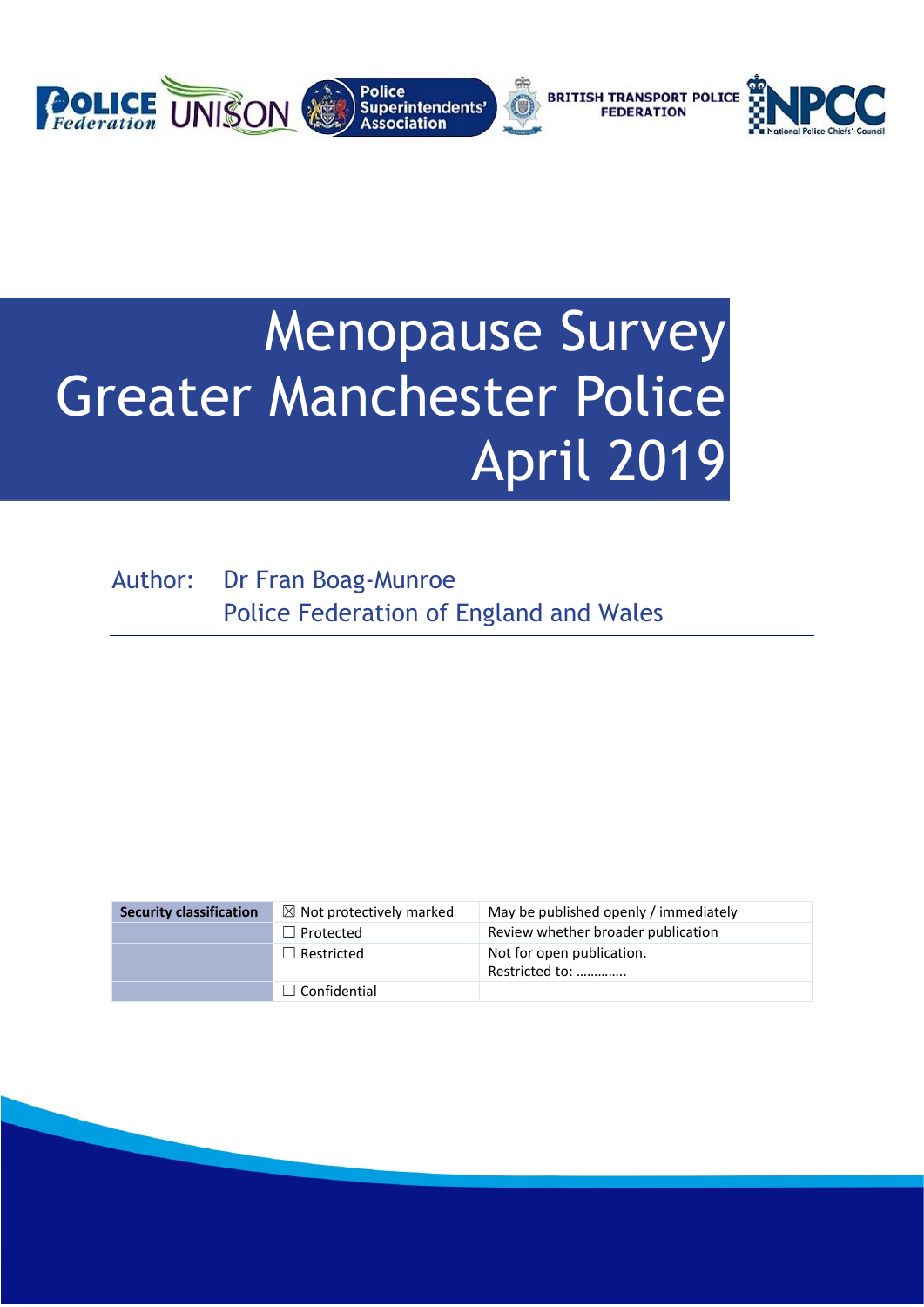POLICE Federation | UNISON | Police Superintendents' Association | BRITISH TRANSPORT POLICE FEDERATION | NPCC National Police Chiefs' Council

# Menopause Survey
# Greater Manchester Police
# April 2019

Author: Dr Fran Boag-Munroe
Police Federation of England and Wales

| Security classification | ☒ Not protectively marked | May be published openly / immediately |
|---|---|---|
| | ☐ Protected | Review whether broader publication |
| | ☐ Restricted | Not for open publication. Restricted to: ………….. |
| | ☐ Confidential | |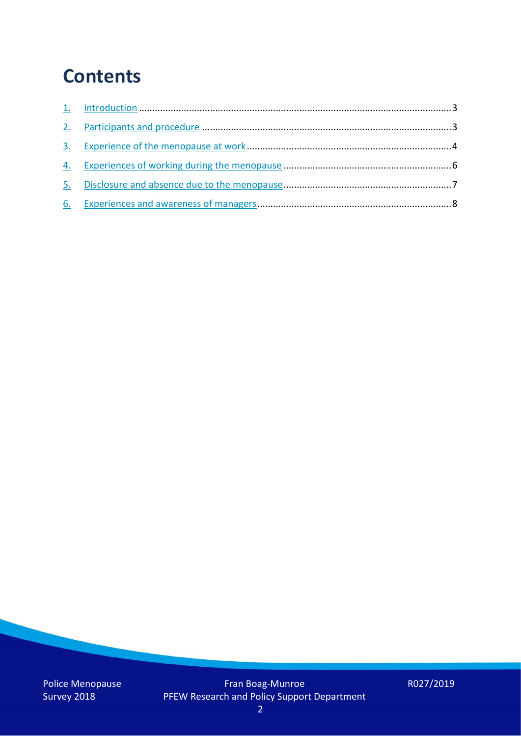# Contents

1. Introduction ........................................................................................................................3
2. Participants and procedure ...............................................................................................3
3. Experience of the menopause at work ..............................................................................4
4. Experiences of working during the menopause ................................................................6
5. Disclosure and absence due to the menopause.................................................................7
6. Experiences and awareness of managers..........................................................................8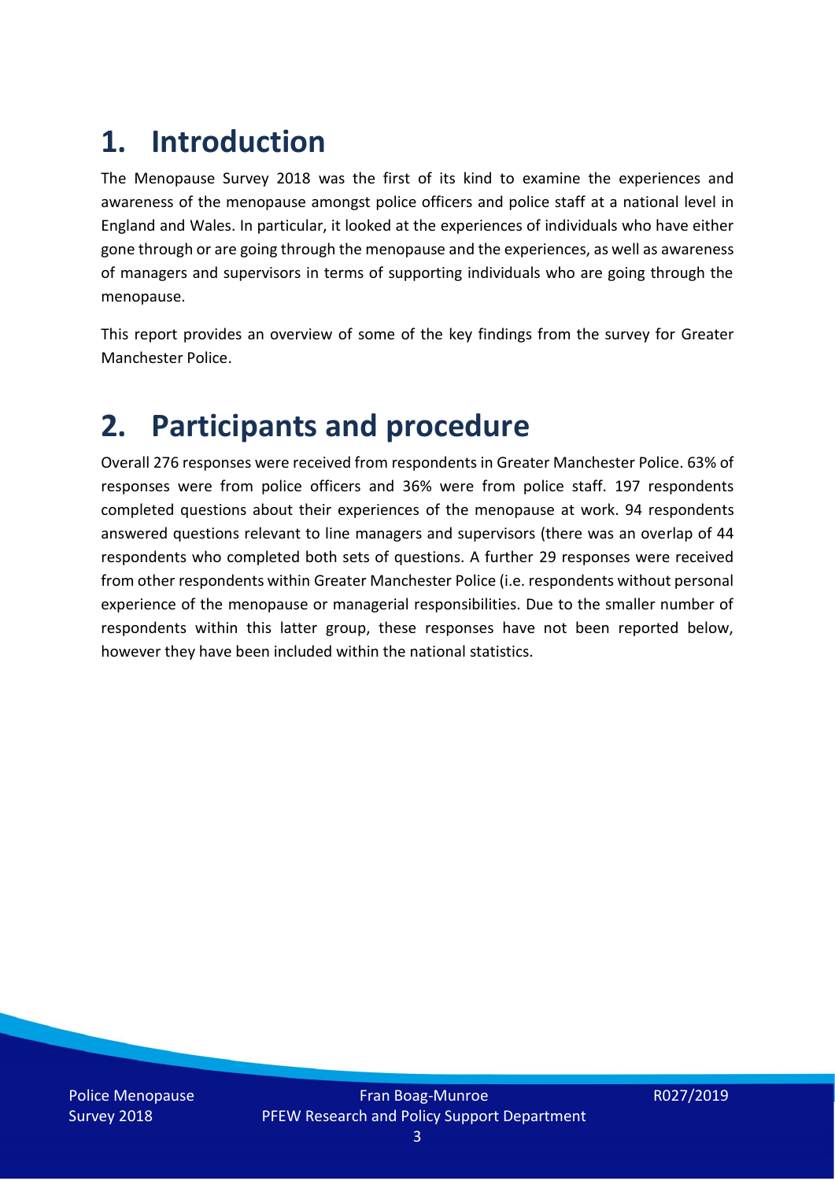# 1. Introduction

The Menopause Survey 2018 was the first of its kind to examine the experiences and awareness of the menopause amongst police officers and police staff at a national level in England and Wales. In particular, it looked at the experiences of individuals who have either gone through or are going through the menopause and the experiences, as well as awareness of managers and supervisors in terms of supporting individuals who are going through the menopause.

This report provides an overview of some of the key findings from the survey for Greater Manchester Police.

# 2. Participants and procedure

Overall 276 responses were received from respondents in Greater Manchester Police. 63% of responses were from police officers and 36% were from police staff. 197 respondents completed questions about their experiences of the menopause at work. 94 respondents answered questions relevant to line managers and supervisors (there was an overlap of 44 respondents who completed both sets of questions. A further 29 responses were received from other respondents within Greater Manchester Police (i.e. respondents without personal experience of the menopause or managerial responsibilities. Due to the smaller number of respondents within this latter group, these responses have not been reported below, however they have been included within the national statistics.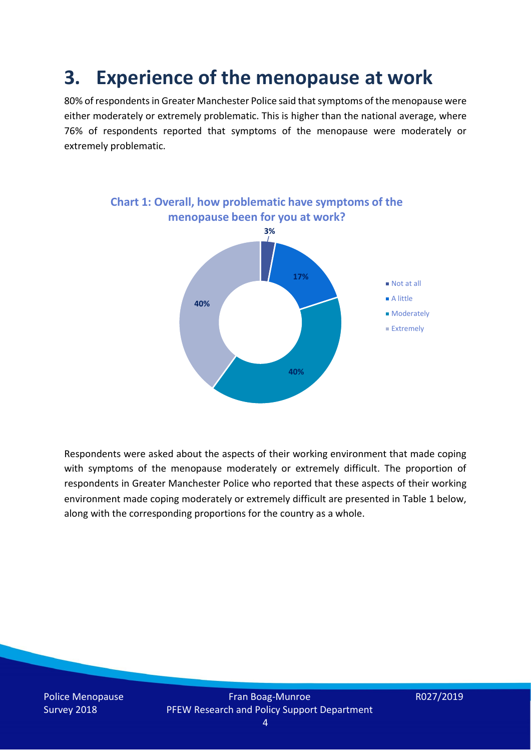# 3. Experience of the menopause at work

80% of respondents in Greater Manchester Police said that symptoms of the menopause were either moderately or extremely problematic. This is higher than the national average, where 76% of respondents reported that symptoms of the menopause were moderately or extremely problematic.

**Chart 1: Overall, how problematic have symptoms of the menopause been for you at work?**

| Response | Percentage |
|---|---|
| Not at all | 3% |
| A little | 17% |
| Moderately | 40% |
| Extremely | 40% |

Respondents were asked about the aspects of their working environment that made coping with symptoms of the menopause moderately or extremely difficult. The proportion of respondents in Greater Manchester Police who reported that these aspects of their working environment made coping moderately or extremely difficult are presented in Table 1 below, along with the corresponding proportions for the country as a whole.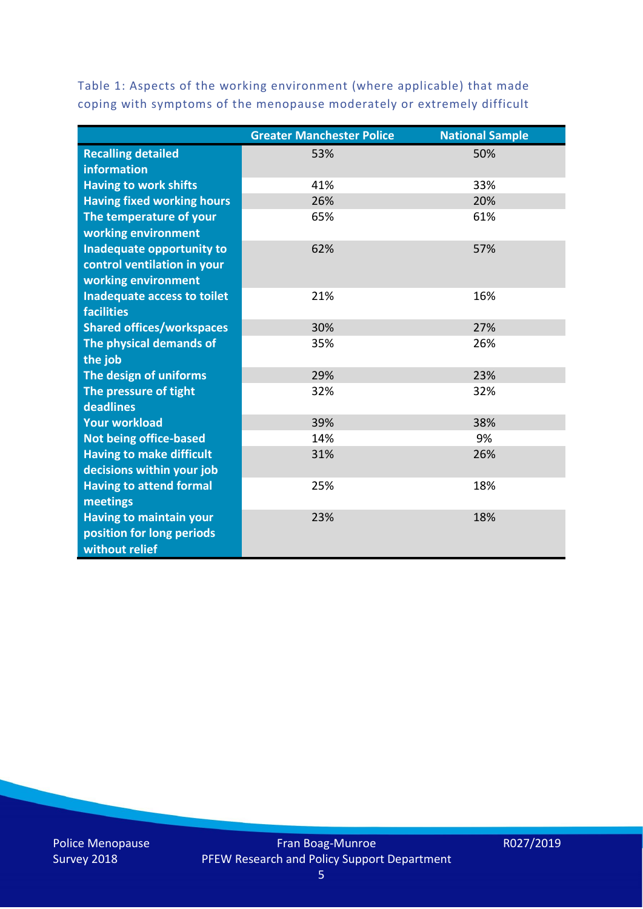Table 1: Aspects of the working environment (where applicable) that made coping with symptoms of the menopause moderately or extremely difficult

| | Greater Manchester Police | National Sample |
|---|---|---|
| **Recalling detailed information** | 53% | 50% |
| **Having to work shifts** | 41% | 33% |
| **Having fixed working hours** | 26% | 20% |
| **The temperature of your working environment** | 65% | 61% |
| **Inadequate opportunity to control ventilation in your working environment** | 62% | 57% |
| **Inadequate access to toilet facilities** | 21% | 16% |
| **Shared offices/workspaces** | 30% | 27% |
| **The physical demands of the job** | 35% | 26% |
| **The design of uniforms** | 29% | 23% |
| **The pressure of tight deadlines** | 32% | 32% |
| **Your workload** | 39% | 38% |
| **Not being office-based** | 14% | 9% |
| **Having to make difficult decisions within your job** | 31% | 26% |
| **Having to attend formal meetings** | 25% | 18% |
| **Having to maintain your position for long periods without relief** | 23% | 18% |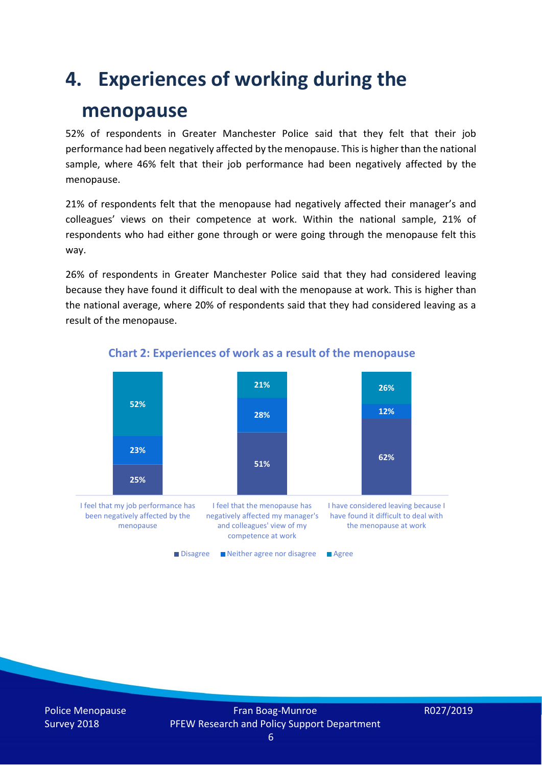# 4. Experiences of working during the menopause

52% of respondents in Greater Manchester Police said that they felt that their job performance had been negatively affected by the menopause. This is higher than the national sample, where 46% felt that their job performance had been negatively affected by the menopause.

21% of respondents felt that the menopause had negatively affected their manager's and colleagues' views on their competence at work. Within the national sample, 21% of respondents who had either gone through or were going through the menopause felt this way.

26% of respondents in Greater Manchester Police said that they had considered leaving because they have found it difficult to deal with the menopause at work. This is higher than the national average, where 20% of respondents said that they had considered leaving as a result of the menopause.

**Chart 2: Experiences of work as a result of the menopause**

| | Disagree | Neither agree nor disagree | Agree |
|---|---|---|---|
| I feel that my job performance has been negatively affected by the menopause | 25% | 23% | 52% |
| I feel that the menopause has negatively affected my manager's and colleagues' view of my competence at work | 51% | 28% | 21% |
| I have considered leaving because I have found it difficult to deal with the menopause at work | 62% | 12% | 26% |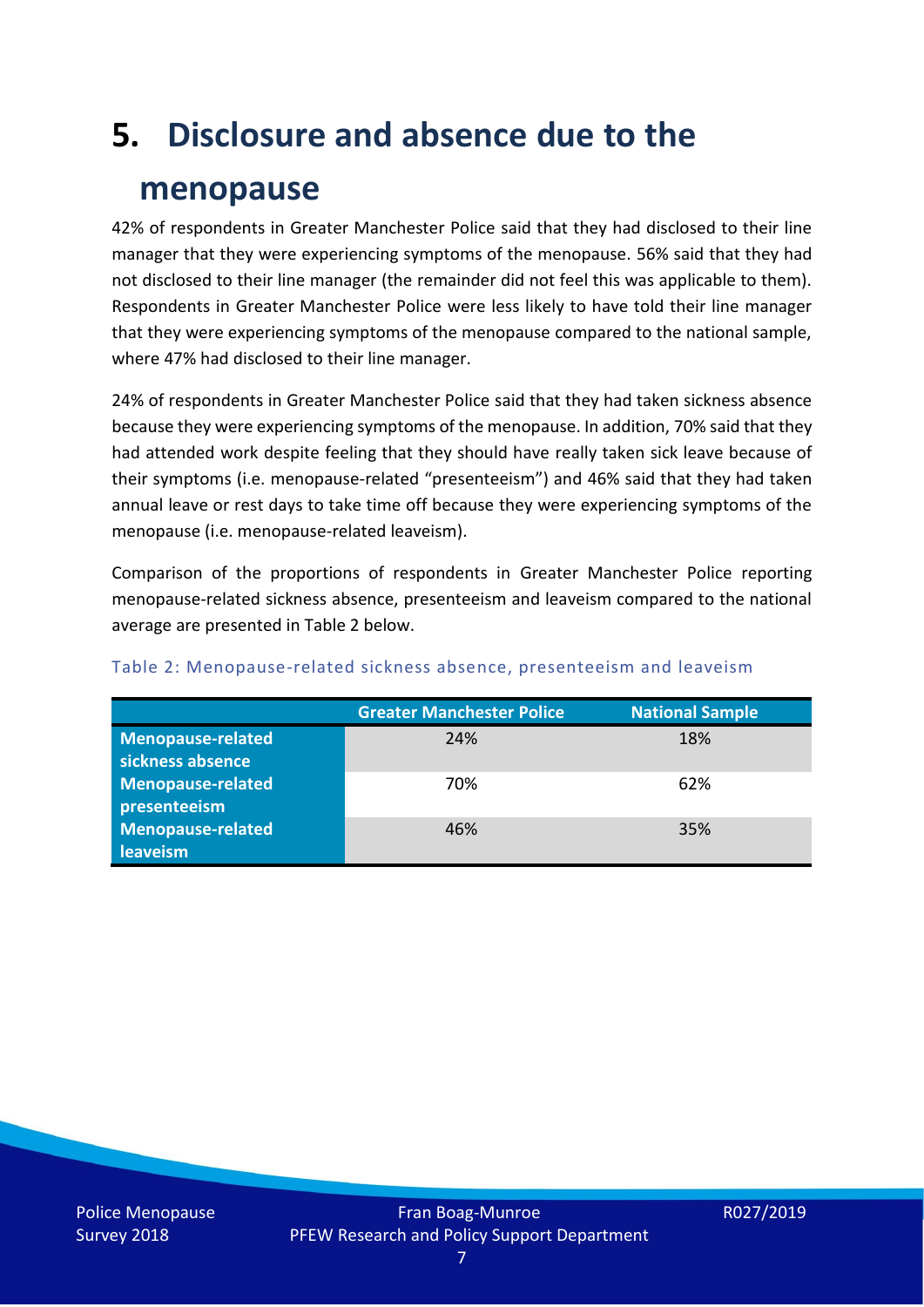# 5. Disclosure and absence due to the menopause

42% of respondents in Greater Manchester Police said that they had disclosed to their line manager that they were experiencing symptoms of the menopause. 56% said that they had not disclosed to their line manager (the remainder did not feel this was applicable to them). Respondents in Greater Manchester Police were less likely to have told their line manager that they were experiencing symptoms of the menopause compared to the national sample, where 47% had disclosed to their line manager.

24% of respondents in Greater Manchester Police said that they had taken sickness absence because they were experiencing symptoms of the menopause. In addition, 70% said that they had attended work despite feeling that they should have really taken sick leave because of their symptoms (i.e. menopause-related "presenteeism") and 46% said that they had taken annual leave or rest days to take time off because they were experiencing symptoms of the menopause (i.e. menopause-related leaveism).

Comparison of the proportions of respondents in Greater Manchester Police reporting menopause-related sickness absence, presenteeism and leaveism compared to the national average are presented in Table 2 below.

Table 2: Menopause-related sickness absence, presenteeism and leaveism

| | Greater Manchester Police | National Sample |
|---|---|---|
| **Menopause-related sickness absence** | 24% | 18% |
| **Menopause-related presenteeism** | 70% | 62% |
| **Menopause-related leaveism** | 46% | 35% |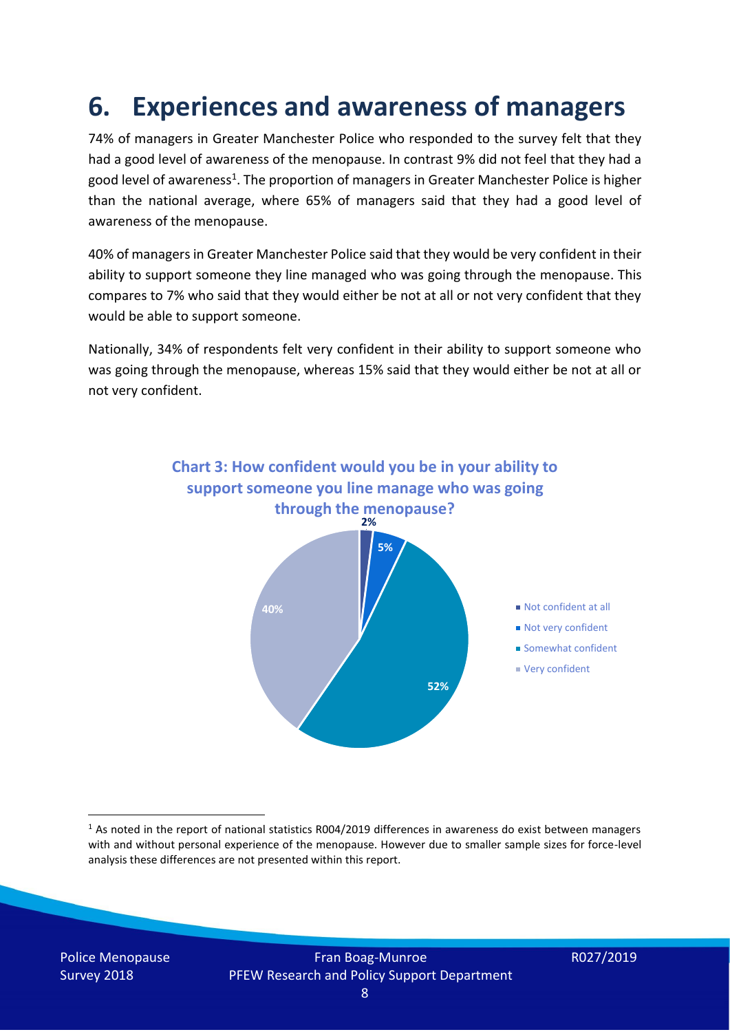# 6. Experiences and awareness of managers

74% of managers in Greater Manchester Police who responded to the survey felt that they had a good level of awareness of the menopause. In contrast 9% did not feel that they had a good level of awareness[1]. The proportion of managers in Greater Manchester Police is higher than the national average, where 65% of managers said that they had a good level of awareness of the menopause.

40% of managers in Greater Manchester Police said that they would be very confident in their ability to support someone they line managed who was going through the menopause. This compares to 7% who said that they would either be not at all or not very confident that they would be able to support someone.

Nationally, 34% of respondents felt very confident in their ability to support someone who was going through the menopause, whereas 15% said that they would either be not at all or not very confident.

**Chart 3: How confident would you be in your ability to support someone you line manage who was going through the menopause?**

2%
5%
52%
40%

Not confident at all
Not very confident
Somewhat confident
Very confident

[1] As noted in the report of national statistics R004/2019 differences in awareness do exist between managers with and without personal experience of the menopause. However due to smaller sample sizes for force-level analysis these differences are not presented within this report.